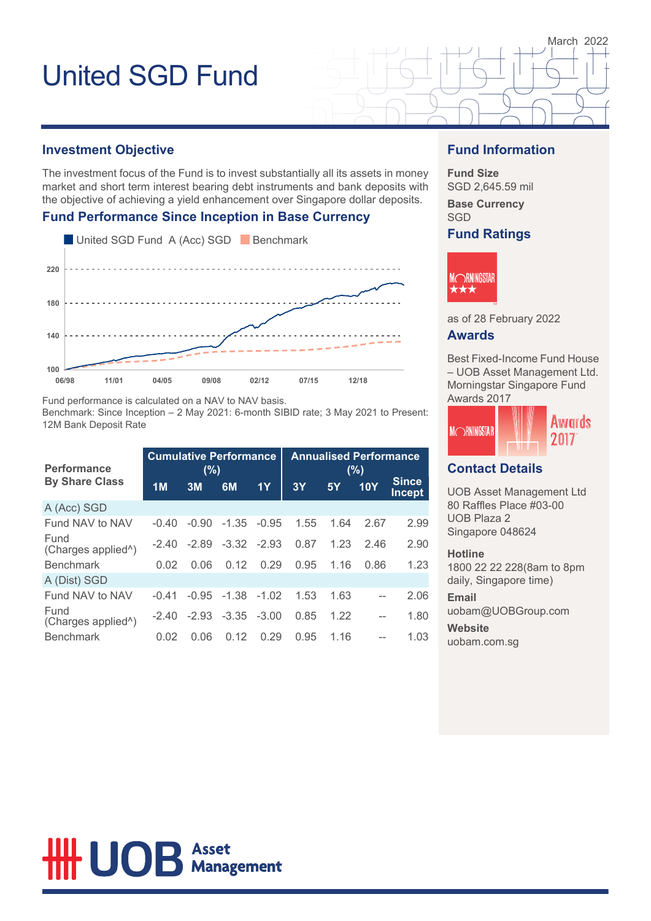March 2022

# United SGD Fund

## Investment Objective

The investment focus of the Fund is to invest substantially all its assets in money market and short term interest bearing debt instruments and bank deposits with the objective of achieving a yield enhancement over Singapore dollar deposits.

## Fund Performance Since Inception in Base Currency

United SGD Fund A (Acc) SGD | Benchmark

Fund performance is calculated on a NAV to NAV basis.
Benchmark: Since Inception – 2 May 2021: 6-month SIBID rate; 3 May 2021 to Present: 12M Bank Deposit Rate

| Performance By Share Class | Cumulative Performance (%) | | | | Annualised Performance (%) | | | |
|---|---|---|---|---|---|---|---|---|
| | 1M | 3M | 6M | 1Y | 3Y | 5Y | 10Y | Since Incept |
| **A (Acc) SGD** | | | | | | | | |
| Fund NAV to NAV | -0.40 | -0.90 | -1.35 | -0.95 | 1.55 | 1.64 | 2.67 | 2.99 |
| Fund (Charges applied^) | -2.40 | -2.89 | -3.32 | -2.93 | 0.87 | 1.23 | 2.46 | 2.90 |
| Benchmark | 0.02 | 0.06 | 0.12 | 0.29 | 0.95 | 1.16 | 0.86 | 1.23 |
| **A (Dist) SGD** | | | | | | | | |
| Fund NAV to NAV | -0.41 | -0.95 | -1.38 | -1.02 | 1.53 | 1.63 | -- | 2.06 |
| Fund (Charges applied^) | -2.40 | -2.93 | -3.35 | -3.00 | 0.85 | 1.22 | -- | 1.80 |
| Benchmark | 0.02 | 0.06 | 0.12 | 0.29 | 0.95 | 1.16 | -- | 1.03 |

## Fund Information

**Fund Size**
SGD 2,645.59 mil

**Base Currency**
SGD

## Fund Ratings

Morningstar ★★★

as of 28 February 2022

## Awards

Best Fixed-Income Fund House – UOB Asset Management Ltd. Morningstar Singapore Fund Awards 2017

## Contact Details

UOB Asset Management Ltd
80 Raffles Place #03-00
UOB Plaza 2
Singapore 048624

**Hotline**
1800 22 22 228(8am to 8pm daily, Singapore time)

**Email**
uobam@UOBGroup.com

**Website**
uobam.com.sg

UOB Asset Management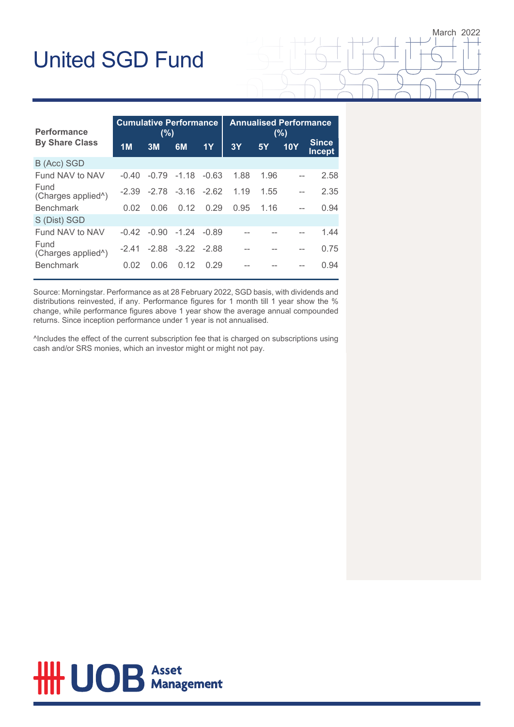# United SGD Fund

March 2022

| Performance By Share Class | Cumulative Performance (%) | | | | Annualised Performance (%) | | | |
|---|---|---|---|---|---|---|---|---|
| | 1M | 3M | 6M | 1Y | 3Y | 5Y | 10Y | Since Incept |
| B (Acc) SGD | | | | | | | | |
| Fund NAV to NAV | -0.40 | -0.79 | -1.18 | -0.63 | 1.88 | 1.96 | -- | 2.58 |
| Fund (Charges applied^) | -2.39 | -2.78 | -3.16 | -2.62 | 1.19 | 1.55 | -- | 2.35 |
| Benchmark | 0.02 | 0.06 | 0.12 | 0.29 | 0.95 | 1.16 | -- | 0.94 |
| S (Dist) SGD | | | | | | | | |
| Fund NAV to NAV | -0.42 | -0.90 | -1.24 | -0.89 | -- | -- | -- | 1.44 |
| Fund (Charges applied^) | -2.41 | -2.88 | -3.22 | -2.88 | -- | -- | -- | 0.75 |
| Benchmark | 0.02 | 0.06 | 0.12 | 0.29 | -- | -- | -- | 0.94 |

Source: Morningstar. Performance as at 28 February 2022, SGD basis, with dividends and distributions reinvested, if any. Performance figures for 1 month till 1 year show the % change, while performance figures above 1 year show the average annual compounded returns. Since inception performance under 1 year is not annualised.

^Includes the effect of the current subscription fee that is charged on subscriptions using cash and/or SRS monies, which an investor might or might not pay.

UOB Asset Management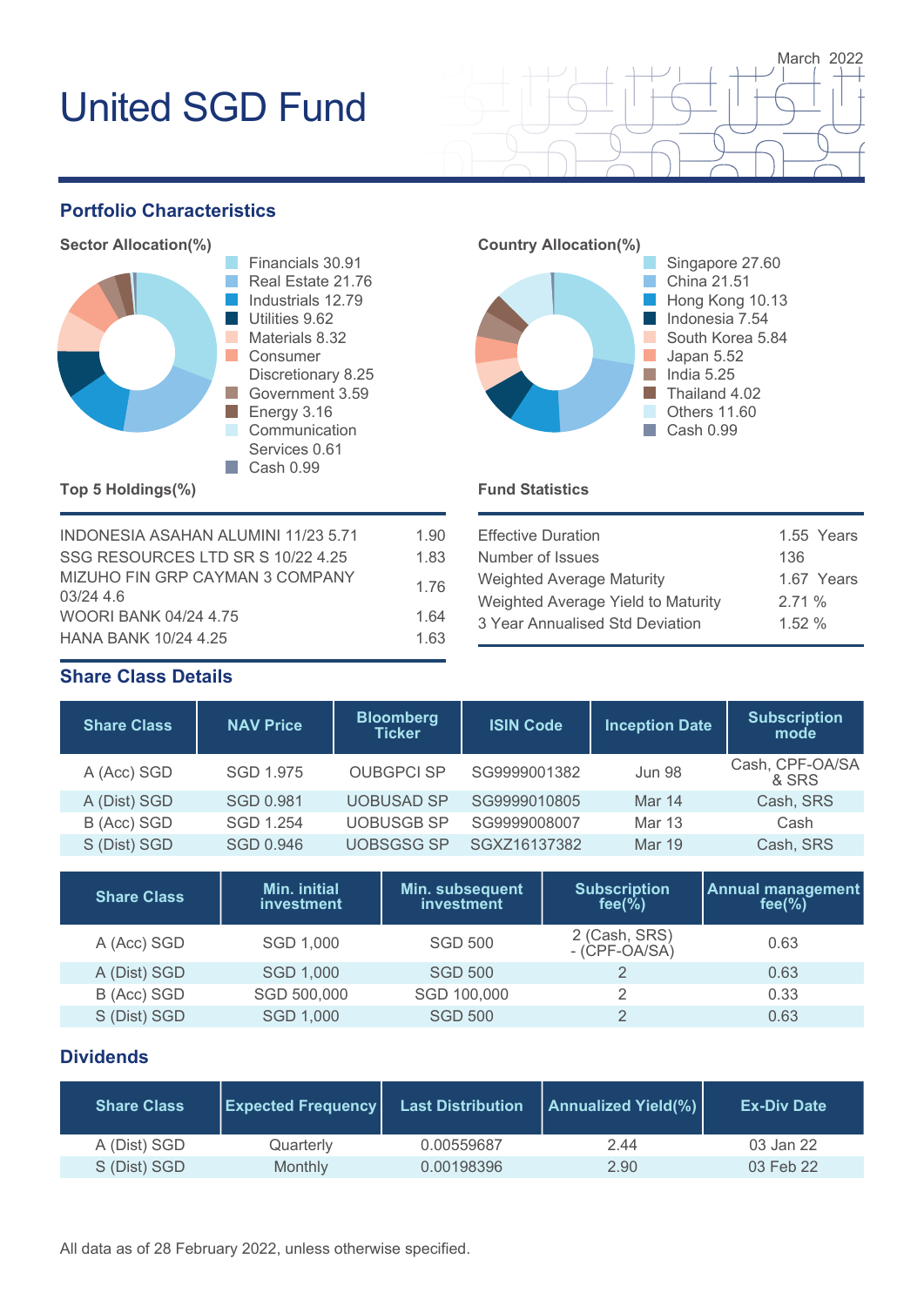# United SGD Fund

March 2022

## Portfolio Characteristics

### Sector Allocation(%)

- Financials 30.91
- Real Estate 21.76
- Industrials 12.79
- Utilities 9.62
- Materials 8.32
- Consumer Discretionary 8.25
- Government 3.59
- Energy 3.16
- Communication Services 0.61
- Cash 0.99

### Country Allocation(%)

- Singapore 27.60
- China 21.51
- Hong Kong 10.13
- Indonesia 7.54
- South Korea 5.84
- Japan 5.52
- India 5.25
- Thailand 4.02
- Others 11.60
- Cash 0.99

### Top 5 Holdings(%)

| | |
|---|---|
| INDONESIA ASAHAN ALUMINI 11/23 5.71 | 1.90 |
| SSG RESOURCES LTD SR S 10/22 4.25 | 1.83 |
| MIZUHO FIN GRP CAYMAN 3 COMPANY 03/24 4.6 | 1.76 |
| WOORI BANK 04/24 4.75 | 1.64 |
| HANA BANK 10/24 4.25 | 1.63 |

### Fund Statistics

| | |
|---|---|
| Effective Duration | 1.55 Years |
| Number of Issues | 136 |
| Weighted Average Maturity | 1.67 Years |
| Weighted Average Yield to Maturity | 2.71 % |
| 3 Year Annualised Std Deviation | 1.52 % |

## Share Class Details

| Share Class | NAV Price | Bloomberg Ticker | ISIN Code | Inception Date | Subscription mode |
|---|---|---|---|---|---|
| A (Acc) SGD | SGD 1.975 | OUBGPCI SP | SG9999001382 | Jun 98 | Cash, CPF-OA/SA & SRS |
| A (Dist) SGD | SGD 0.981 | UOBUSAD SP | SG9999010805 | Mar 14 | Cash, SRS |
| B (Acc) SGD | SGD 1.254 | UOBUSGB SP | SG9999008007 | Mar 13 | Cash |
| S (Dist) SGD | SGD 0.946 | UOBSGSG SP | SGXZ16137382 | Mar 19 | Cash, SRS |

| Share Class | Min. initial investment | Min. subsequent investment | Subscription fee(%) | Annual management fee(%) |
|---|---|---|---|---|
| A (Acc) SGD | SGD 1,000 | SGD 500 | 2 (Cash, SRS) - (CPF-OA/SA) | 0.63 |
| A (Dist) SGD | SGD 1,000 | SGD 500 | 2 | 0.63 |
| B (Acc) SGD | SGD 500,000 | SGD 100,000 | 2 | 0.33 |
| S (Dist) SGD | SGD 1,000 | SGD 500 | 2 | 0.63 |

## Dividends

| Share Class | Expected Frequency | Last Distribution | Annualized Yield(%) | Ex-Div Date |
|---|---|---|---|---|
| A (Dist) SGD | Quarterly | 0.00559687 | 2.44 | 03 Jan 22 |
| S (Dist) SGD | Monthly | 0.00198396 | 2.90 | 03 Feb 22 |

All data as of 28 February 2022, unless otherwise specified.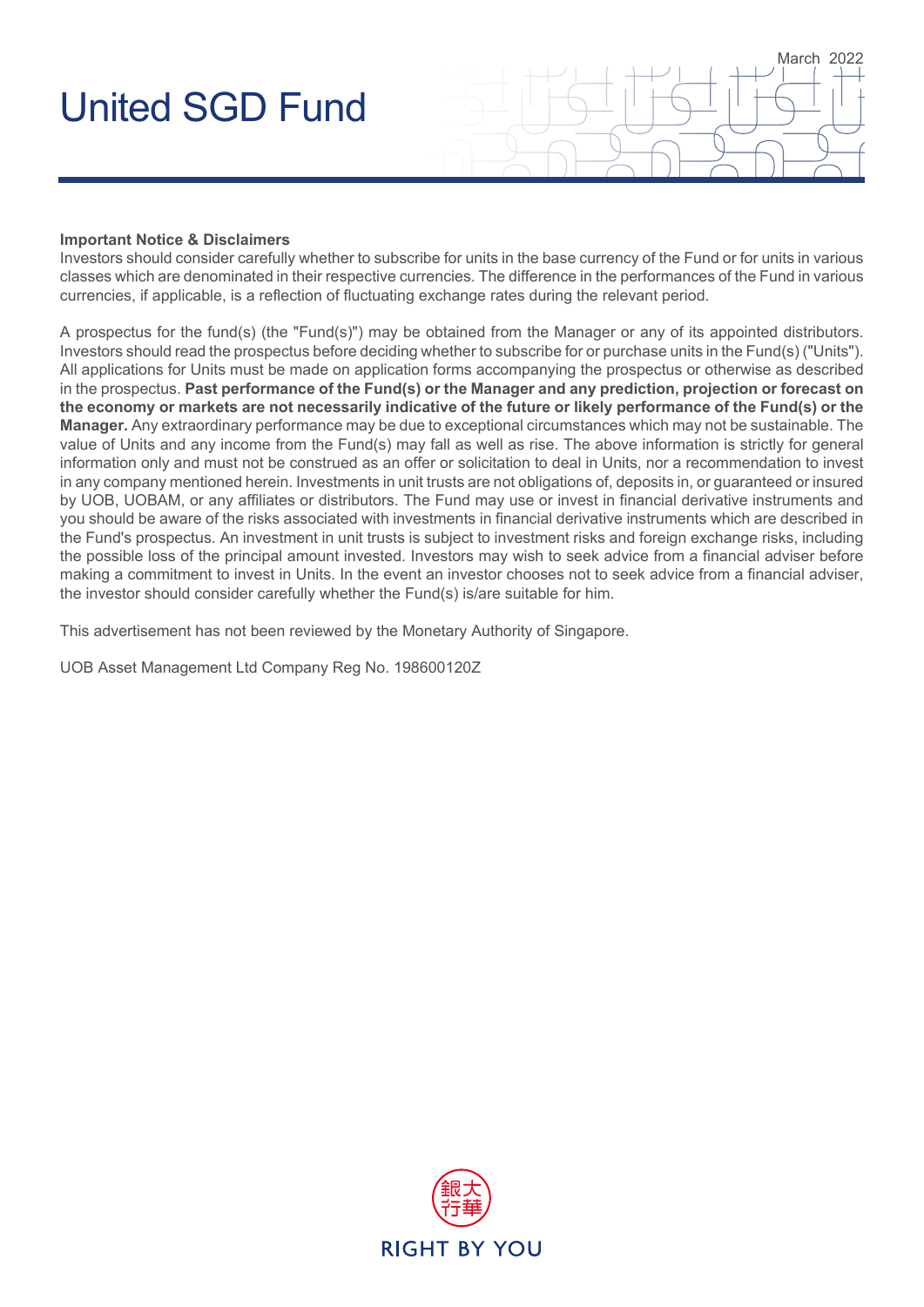# United SGD Fund

March 2022

**Important Notice & Disclaimers**

Investors should consider carefully whether to subscribe for units in the base currency of the Fund or for units in various classes which are denominated in their respective currencies. The difference in the performances of the Fund in various currencies, if applicable, is a reflection of fluctuating exchange rates during the relevant period.

A prospectus for the fund(s) (the "Fund(s)") may be obtained from the Manager or any of its appointed distributors. Investors should read the prospectus before deciding whether to subscribe for or purchase units in the Fund(s) ("Units"). All applications for Units must be made on application forms accompanying the prospectus or otherwise as described in the prospectus. **Past performance of the Fund(s) or the Manager and any prediction, projection or forecast on the economy or markets are not necessarily indicative of the future or likely performance of the Fund(s) or the Manager.** Any extraordinary performance may be due to exceptional circumstances which may not be sustainable. The value of Units and any income from the Fund(s) may fall as well as rise. The above information is strictly for general information only and must not be construed as an offer or solicitation to deal in Units, nor a recommendation to invest in any company mentioned herein. Investments in unit trusts are not obligations of, deposits in, or guaranteed or insured by UOB, UOBAM, or any affiliates or distributors. The Fund may use or invest in financial derivative instruments and you should be aware of the risks associated with investments in financial derivative instruments which are described in the Fund's prospectus. An investment in unit trusts is subject to investment risks and foreign exchange risks, including the possible loss of the principal amount invested. Investors may wish to seek advice from a financial adviser before making a commitment to invest in Units. In the event an investor chooses not to seek advice from a financial adviser, the investor should consider carefully whether the Fund(s) is/are suitable for him.

This advertisement has not been reviewed by the Monetary Authority of Singapore.

UOB Asset Management Ltd Company Reg No. 198600120Z

銀大
行華

RIGHT BY YOU